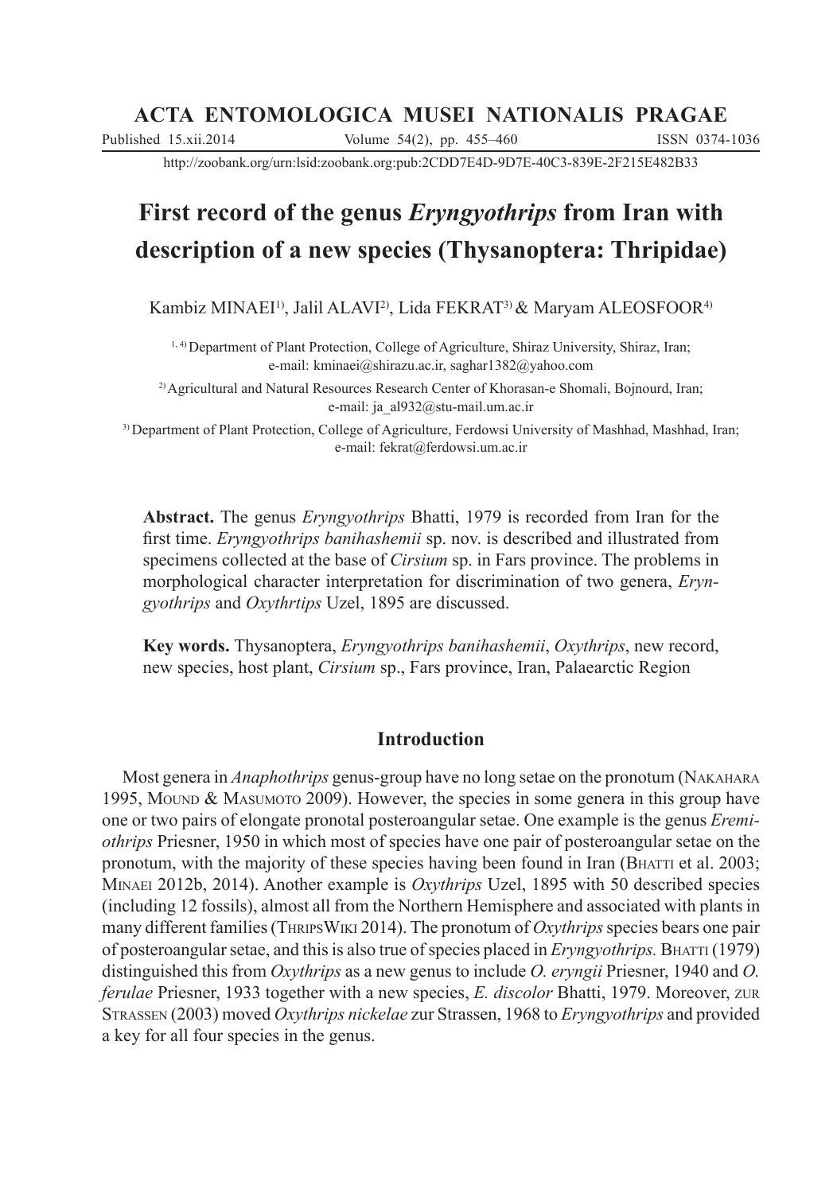# First record of the genus *Eryngyothrips* from Iran with description of a new species (Thysanoptera: Thripidae)

Kambiz MINAEI[1)], Jalil ALAVI[2)], Lida FEKRAT[3)] & Maryam ALEOSFOOR[4)]

[1, 4)] Department of Plant Protection, College of Agriculture, Shiraz University, Shiraz, Iran; e-mail: kminaei@shirazu.ac.ir, saghar1382@yahoo.com

[2)] Agricultural and Natural Resources Research Center of Khorasan-e Shomali, Bojnourd, Iran; e-mail: ja_al932@stu-mail.um.ac.ir

[3)] Department of Plant Protection, College of Agriculture, Ferdowsi University of Mashhad, Mashhad, Iran; e-mail: fekrat@ferdowsi.um.ac.ir

**Abstract.** The genus *Eryngyothrips* Bhatti, 1979 is recorded from Iran for the first time. *Eryngyothrips banihashemii* sp. nov. is described and illustrated from specimens collected at the base of *Cirsium* sp. in Fars province. The problems in morphological character interpretation for discrimination of two genera, *Eryngyothrips* and *Oxythrtips* Uzel, 1895 are discussed.

**Key words.** Thysanoptera, *Eryngyothrips banihashemii*, *Oxythrips*, new record, new species, host plant, *Cirsium* sp., Fars province, Iran, Palaearctic Region

## Introduction

Most genera in *Anaphothrips* genus-group have no long setae on the pronotum (Nakahara 1995, Mound & Masumoto 2009). However, the species in some genera in this group have one or two pairs of elongate pronotal posteroangular setae. One example is the genus *Eremiothrips* Priesner, 1950 in which most of species have one pair of posteroangular setae on the pronotum, with the majority of these species having been found in Iran (Bhatti et al. 2003; Minaei 2012b, 2014). Another example is *Oxythrips* Uzel, 1895 with 50 described species (including 12 fossils), almost all from the Northern Hemisphere and associated with plants in many different families (ThripsWiki 2014). The pronotum of *Oxythrips* species bears one pair of posteroangular setae, and this is also true of species placed in *Eryngyothrips.* Bhatti (1979) distinguished this from *Oxythrips* as a new genus to include *O. eryngii* Priesner, 1940 and *O. ferulae* Priesner, 1933 together with a new species, *E. discolor* Bhatti, 1979. Moreover, zur Strassen (2003) moved *Oxythrips nickelae* zur Strassen, 1968 to *Eryngyothrips* and provided a key for all four species in the genus.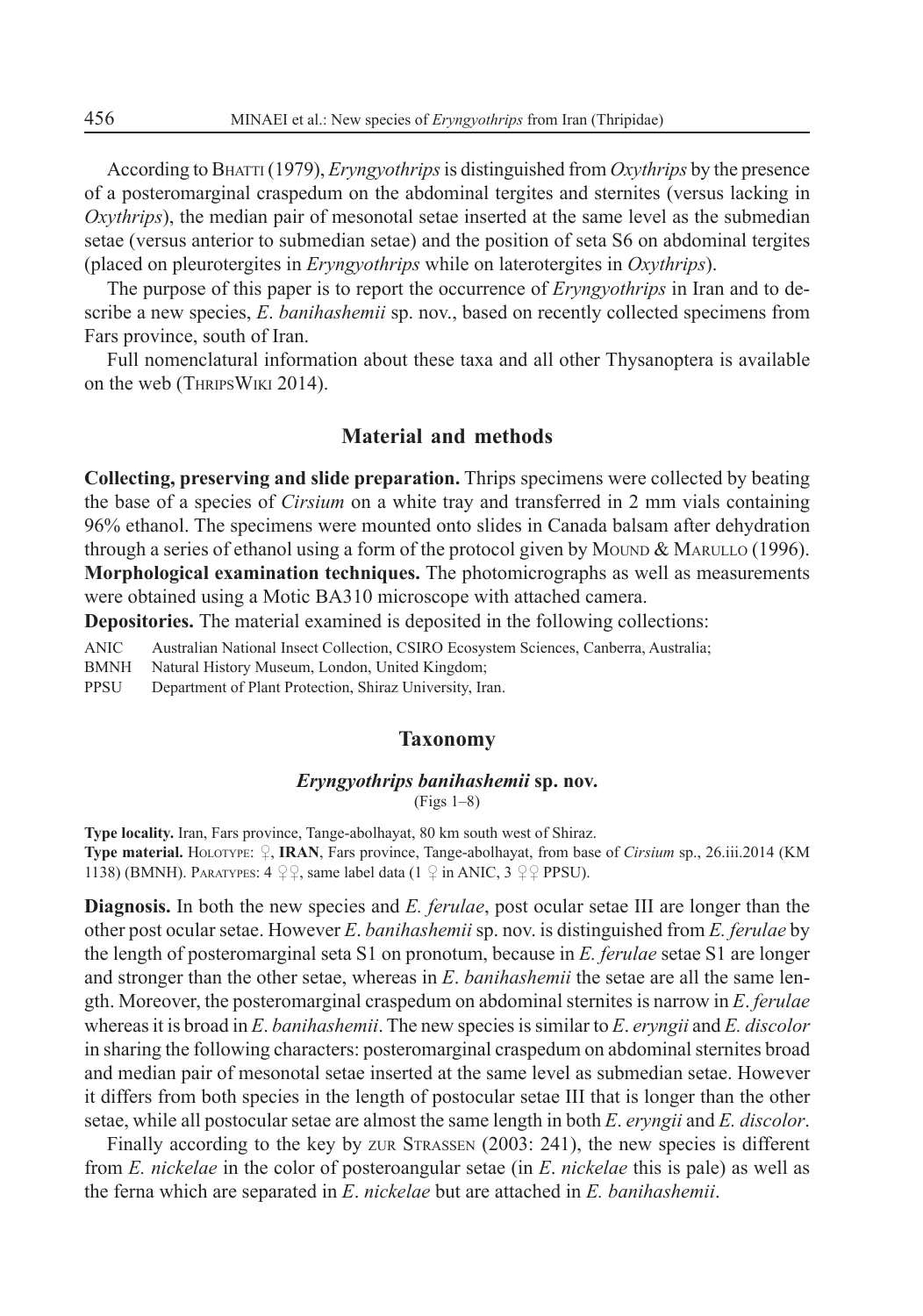According to Bhatti (1979), *Eryngyothrips* is distinguished from *Oxythrips* by the presence of a posteromarginal craspedum on the abdominal tergites and sternites (versus lacking in *Oxythrips*), the median pair of mesonotal setae inserted at the same level as the submedian setae (versus anterior to submedian setae) and the position of seta S6 on abdominal tergites (placed on pleurotergites in *Eryngyothrips* while on laterotergites in *Oxythrips*).

The purpose of this paper is to report the occurrence of *Eryngyothrips* in Iran and to describe a new species, *E. banihashemii* sp. nov., based on recently collected specimens from Fars province, south of Iran.

Full nomenclatural information about these taxa and all other Thysanoptera is available on the web (ThripsWiki 2014).

## Material and methods

**Collecting, preserving and slide preparation.** Thrips specimens were collected by beating the base of a species of *Cirsium* on a white tray and transferred in 2 mm vials containing 96% ethanol. The specimens were mounted onto slides in Canada balsam after dehydration through a series of ethanol using a form of the protocol given by Mound & Marullo (1996).
**Morphological examination techniques.** The photomicrographs as well as measurements were obtained using a Motic BA310 microscope with attached camera.
**Depositories.** The material examined is deposited in the following collections:

ANIC Australian National Insect Collection, CSIRO Ecosystem Sciences, Canberra, Australia;
BMNH Natural History Museum, London, United Kingdom;
PPSU Department of Plant Protection, Shiraz University, Iran.

## Taxonomy

### *Eryngyothrips banihashemii* sp. nov.

(Figs 1–8)

**Type locality.** Iran, Fars province, Tange-abolhayat, 80 km south west of Shiraz.
**Type material.** Holotype: ♀, **IRAN**, Fars province, Tange-abolhayat, from base of *Cirsium* sp., 26.iii.2014 (KM 1138) (BMNH). Paratypes: 4 ♀♀, same label data (1 ♀ in ANIC, 3 ♀♀ PPSU).

**Diagnosis.** In both the new species and *E. ferulae*, post ocular setae III are longer than the other post ocular setae. However *E. banihashemii* sp. nov. is distinguished from *E. ferulae* by the length of posteromarginal seta S1 on pronotum, because in *E. ferulae* setae S1 are longer and stronger than the other setae, whereas in *E. banihashemii* the setae are all the same length. Moreover, the posteromarginal craspedum on abdominal sternites is narrow in *E. ferulae* whereas it is broad in *E. banihashemii*. The new species is similar to *E. eryngii* and *E. discolor* in sharing the following characters: posteromarginal craspedum on abdominal sternites broad and median pair of mesonotal setae inserted at the same level as submedian setae. However it differs from both species in the length of postocular setae III that is longer than the other setae, while all postocular setae are almost the same length in both *E. eryngii* and *E. discolor*.

Finally according to the key by zur Strassen (2003: 241), the new species is different from *E. nickelae* in the color of posteroangular setae (in *E. nickelae* this is pale) as well as the ferna which are separated in *E. nickelae* but are attached in *E. banihashemii*.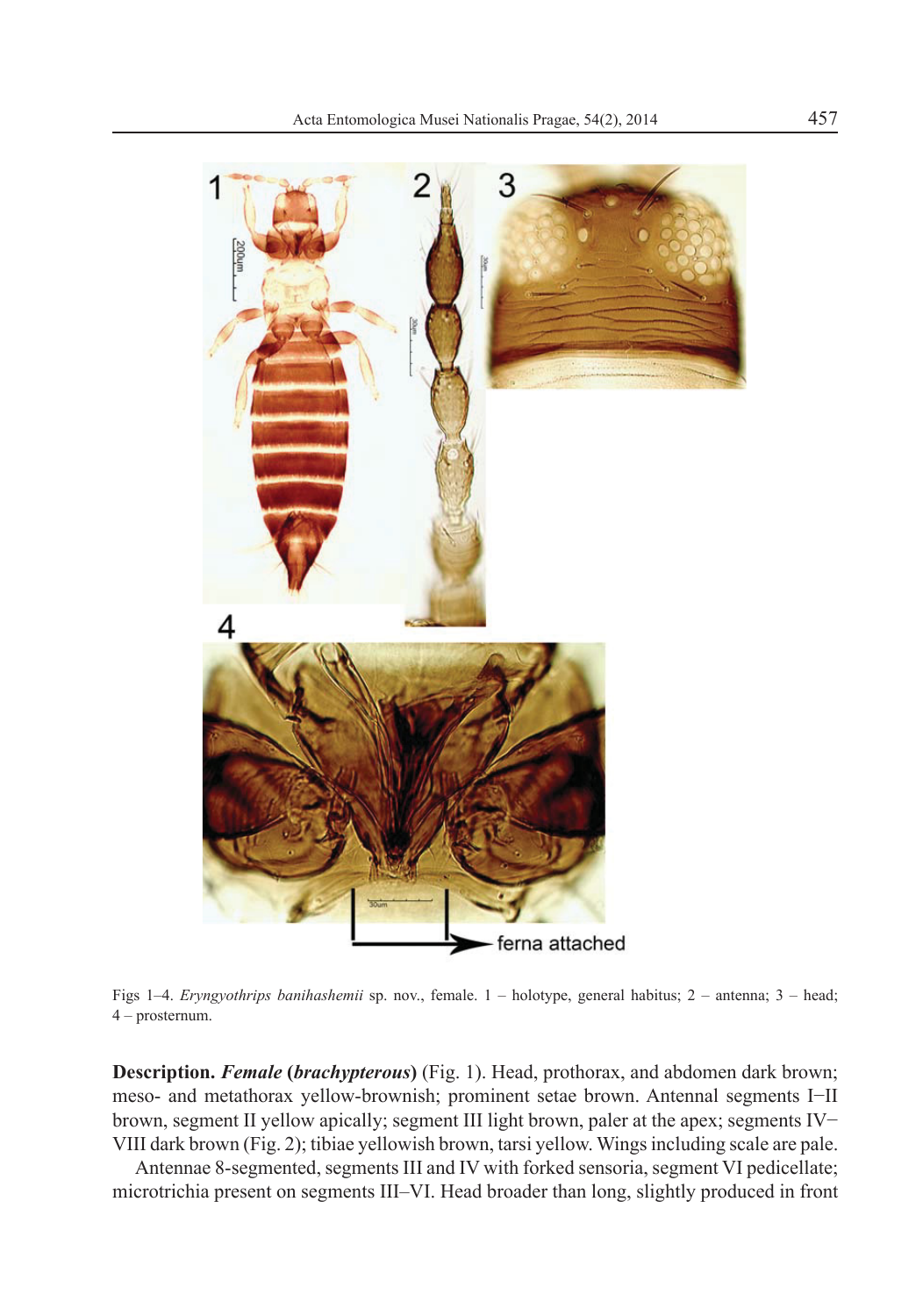Figs 1–4. *Eryngyothrips banihashemii* sp. nov., female. 1 – holotype, general habitus; 2 – antenna; 3 – head; 4 – prosternum.

**Description.** ***Female*** **(*brachypterous*)** (Fig. 1). Head, prothorax, and abdomen dark brown; meso- and metathorax yellow-brownish; prominent setae brown. Antennal segments I–II brown, segment II yellow apically; segment III light brown, paler at the apex; segments IV–VIII dark brown (Fig. 2); tibiae yellowish brown, tarsi yellow. Wings including scale are pale.

Antennae 8-segmented, segments III and IV with forked sensoria, segment VI pedicellate; microtrichia present on segments III–VI. Head broader than long, slightly produced in front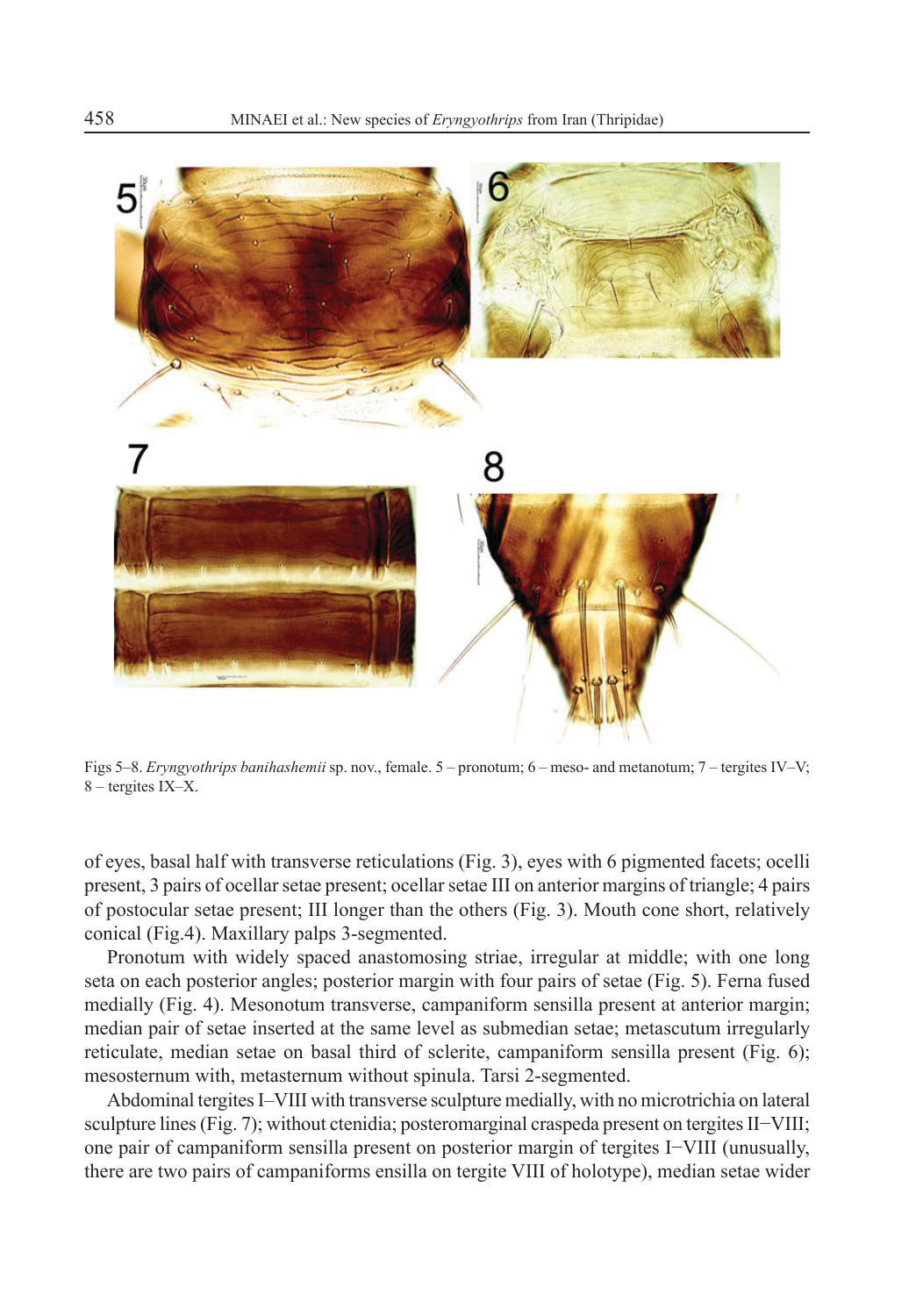Figs 5–8. *Eryngyothrips banihashemii* sp. nov., female. 5 – pronotum; 6 – meso- and metanotum; 7 – tergites IV–V; 8 – tergites IX–X.

of eyes, basal half with transverse reticulations (Fig. 3), eyes with 6 pigmented facets; ocelli present, 3 pairs of ocellar setae present; ocellar setae III on anterior margins of triangle; 4 pairs of postocular setae present; III longer than the others (Fig. 3). Mouth cone short, relatively conical (Fig.4). Maxillary palps 3-segmented.

Pronotum with widely spaced anastomosing striae, irregular at middle; with one long seta on each posterior angles; posterior margin with four pairs of setae (Fig. 5). Ferna fused medially (Fig. 4). Mesonotum transverse, campaniform sensilla present at anterior margin; median pair of setae inserted at the same level as submedian setae; metascutum irregularly reticulate, median setae on basal third of sclerite, campaniform sensilla present (Fig. 6); mesosternum with, metasternum without spinula. Tarsi 2-segmented.

Abdominal tergites I–VIII with transverse sculpture medially, with no microtrichia on lateral sculpture lines (Fig. 7); without ctenidia; posteromarginal craspeda present on tergites II−VIII; one pair of campaniform sensilla present on posterior margin of tergites I–VIII (unusually, there are two pairs of campaniforms ensilla on tergite VIII of holotype), median setae wider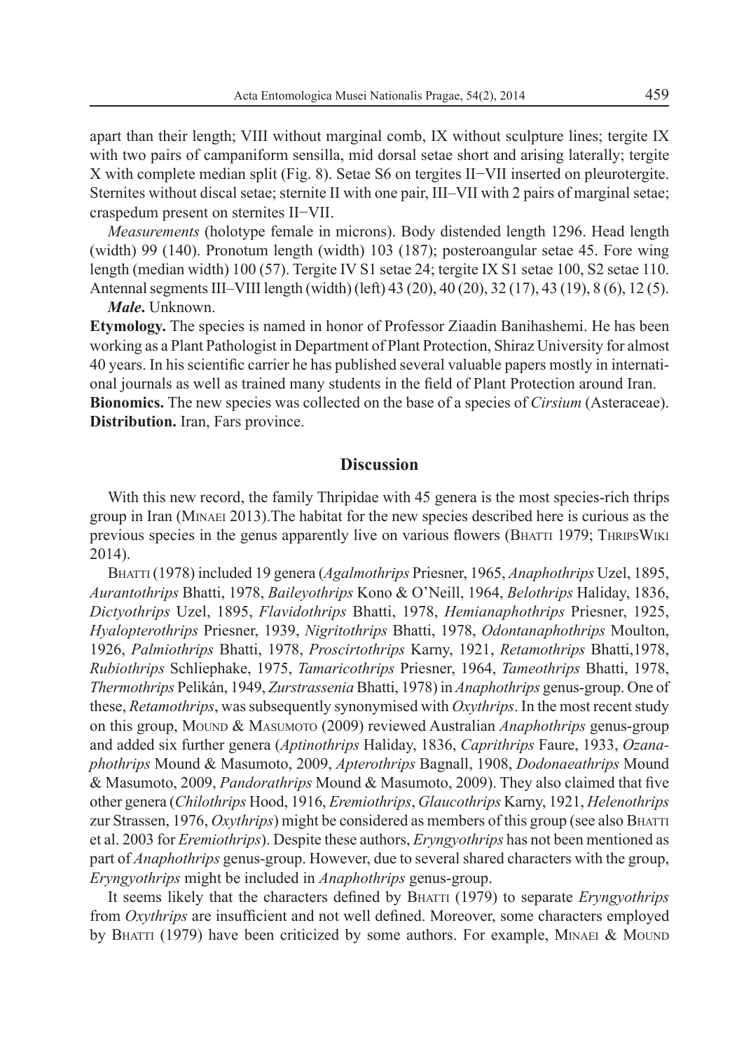apart than their length; VIII without marginal comb, IX without sculpture lines; tergite IX with two pairs of campaniform sensilla, mid dorsal setae short and arising laterally; tergite X with complete median split (Fig. 8). Setae S6 on tergites II−VII inserted on pleurotergite. Sternites without discal setae; sternite II with one pair, III–VII with 2 pairs of marginal setae; craspedum present on sternites II−VII.

*Measurements* (holotype female in microns). Body distended length 1296. Head length (width) 99 (140). Pronotum length (width) 103 (187); posteroangular setae 45. Fore wing length (median width) 100 (57). Tergite IV S1 setae 24; tergite IX S1 setae 100, S2 setae 110. Antennal segments III–VIII length (width) (left) 43 (20), 40 (20), 32 (17), 43 (19), 8 (6), 12 (5).

***Male*.** Unknown.

**Etymology.** The species is named in honor of Professor Ziaadin Banihashemi. He has been working as a Plant Pathologist in Department of Plant Protection, Shiraz University for almost 40 years. In his scientific carrier he has published several valuable papers mostly in international journals as well as trained many students in the field of Plant Protection around Iran.

**Bionomics.** The new species was collected on the base of a species of *Cirsium* (Asteraceae).

**Distribution.** Iran, Fars province.

## Discussion

With this new record, the family Thripidae with 45 genera is the most species-rich thrips group in Iran (Minaei 2013).The habitat for the new species described here is curious as the previous species in the genus apparently live on various flowers (Bhatti 1979; ThripsWiki 2014).

Bhatti (1978) included 19 genera (*Agalmothrips* Priesner, 1965, *Anaphothrips* Uzel, 1895, *Aurantothrips* Bhatti, 1978, *Baileyothrips* Kono & O'Neill, 1964, *Belothrips* Haliday, 1836, *Dictyothrips* Uzel, 1895, *Flavidothrips* Bhatti, 1978, *Hemianaphothrips* Priesner, 1925, *Hyalopterothrips* Priesner, 1939, *Nigritothrips* Bhatti, 1978, *Odontanaphothrips* Moulton, 1926, *Palmiothrips* Bhatti, 1978, *Proscirtothrips* Karny, 1921, *Retamothrips* Bhatti,1978, *Rubiothrips* Schliephake, 1975, *Tamaricothrips* Priesner, 1964, *Tameothrips* Bhatti, 1978, *Thermothrips* Pelikán, 1949, *Zurstrassenia* Bhatti, 1978) in *Anaphothrips* genus-group. One of these, *Retamothrips*, was subsequently synonymised with *Oxythrips*. In the most recent study on this group, Mound & Masumoto (2009) reviewed Australian *Anaphothrips* genus-group and added six further genera (*Aptinothrips* Haliday, 1836, *Caprithrips* Faure, 1933, *Ozanaphothrips* Mound & Masumoto, 2009, *Apterothrips* Bagnall, 1908, *Dodonaeathrips* Mound & Masumoto, 2009, *Pandorathrips* Mound & Masumoto, 2009). They also claimed that five other genera (*Chilothrips* Hood, 1916, *Eremiothrips*, *Glaucothrips* Karny, 1921, *Helenothrips* zur Strassen, 1976, *Oxythrips*) might be considered as members of this group (see also Bhatti et al. 2003 for *Eremiothrips*). Despite these authors, *Eryngyothrips* has not been mentioned as part of *Anaphothrips* genus-group. However, due to several shared characters with the group, *Eryngyothrips* might be included in *Anaphothrips* genus-group.

It seems likely that the characters defined by Bhatti (1979) to separate *Eryngyothrips* from *Oxythrips* are insufficient and not well defined. Moreover, some characters employed by Bhatti (1979) have been criticized by some authors. For example, Minaei & Mound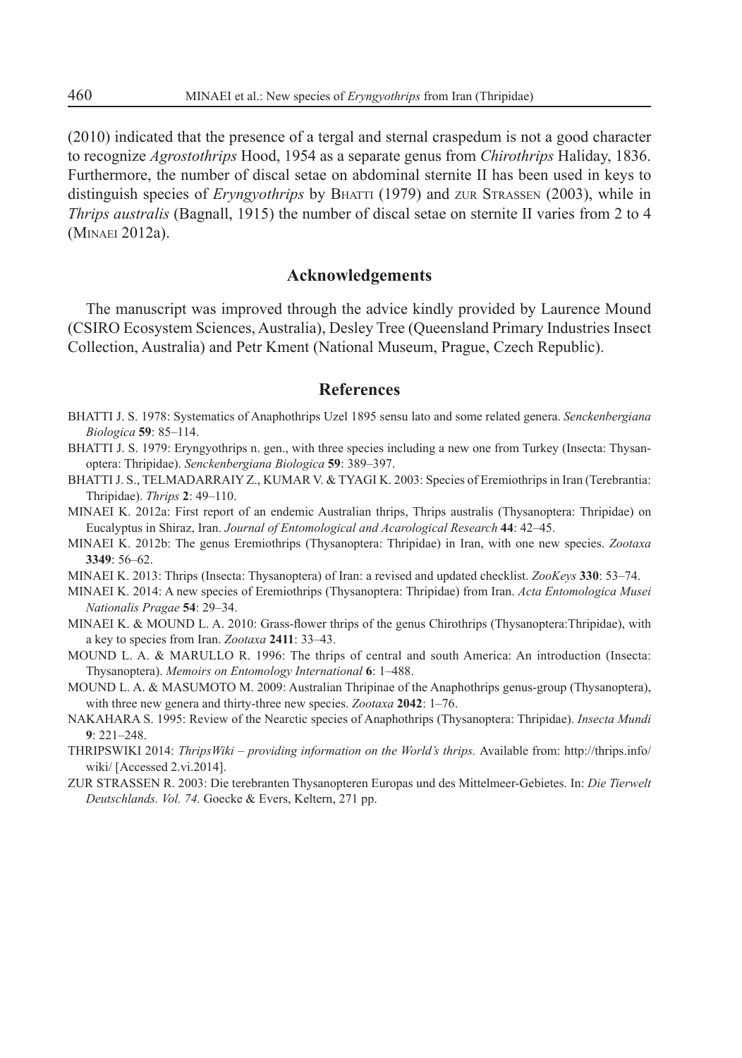(2010) indicated that the presence of a tergal and sternal craspedum is not a good character to recognize *Agrostothrips* Hood, 1954 as a separate genus from *Chirothrips* Haliday, 1836. Furthermore, the number of discal setae on abdominal sternite II has been used in keys to distinguish species of *Eryngyothrips* by Bhatti (1979) and zur Strassen (2003), while in *Thrips australis* (Bagnall, 1915) the number of discal setae on sternite II varies from 2 to 4 (Minaei 2012a).

## Acknowledgements

The manuscript was improved through the advice kindly provided by Laurence Mound (CSIRO Ecosystem Sciences, Australia), Desley Tree (Queensland Primary Industries Insect Collection, Australia) and Petr Kment (National Museum, Prague, Czech Republic).

## References

BHATTI J. S. 1978: Systematics of Anaphothrips Uzel 1895 sensu lato and some related genera. *Senckenbergiana Biologica* **59**: 85–114.

BHATTI J. S. 1979: Eryngyothrips n. gen., with three species including a new one from Turkey (Insecta: Thysanoptera: Thripidae). *Senckenbergiana Biologica* **59**: 389–397.

BHATTI J. S., TELMADARRAIY Z., KUMAR V. & TYAGI K. 2003: Species of Eremiothrips in Iran (Terebrantia: Thripidae). *Thrips* **2**: 49–110.

MINAEI K. 2012a: First report of an endemic Australian thrips, Thrips australis (Thysanoptera: Thripidae) on Eucalyptus in Shiraz, Iran. *Journal of Entomological and Acarological Research* **44**: 42–45.

MINAEI K. 2012b: The genus Eremiothrips (Thysanoptera: Thripidae) in Iran, with one new species. *Zootaxa* **3349**: 56–62.

MINAEI K. 2013: Thrips (Insecta: Thysanoptera) of Iran: a revised and updated checklist. *ZooKeys* **330**: 53–74.

MINAEI K. 2014: A new species of Eremiothrips (Thysanoptera: Thripidae) from Iran. *Acta Entomologica Musei Nationalis Pragae* **54**: 29–34.

MINAEI K. & MOUND L. A. 2010: Grass-flower thrips of the genus Chirothrips (Thysanoptera:Thripidae), with a key to species from Iran. *Zootaxa* **2411**: 33–43.

MOUND L. A. & MARULLO R. 1996: The thrips of central and south America: An introduction (Insecta: Thysanoptera). *Memoirs on Entomology International* **6**: 1–488.

MOUND L. A. & MASUMOTO M. 2009: Australian Thripinae of the Anaphothrips genus-group (Thysanoptera), with three new genera and thirty-three new species. *Zootaxa* **2042**: 1–76.

NAKAHARA S. 1995: Review of the Nearctic species of Anaphothrips (Thysanoptera: Thripidae). *Insecta Mundi* **9**: 221–248.

THRIPSWIKI 2014: *ThripsWiki – providing information on the World's thrips.* Available from: http://thrips.info/wiki/ [Accessed 2.vi.2014].

ZUR STRASSEN R. 2003: Die terebranten Thysanopteren Europas und des Mittelmeer-Gebietes. In: *Die Tierwelt Deutschlands. Vol. 74.* Goecke & Evers, Keltern, 271 pp.